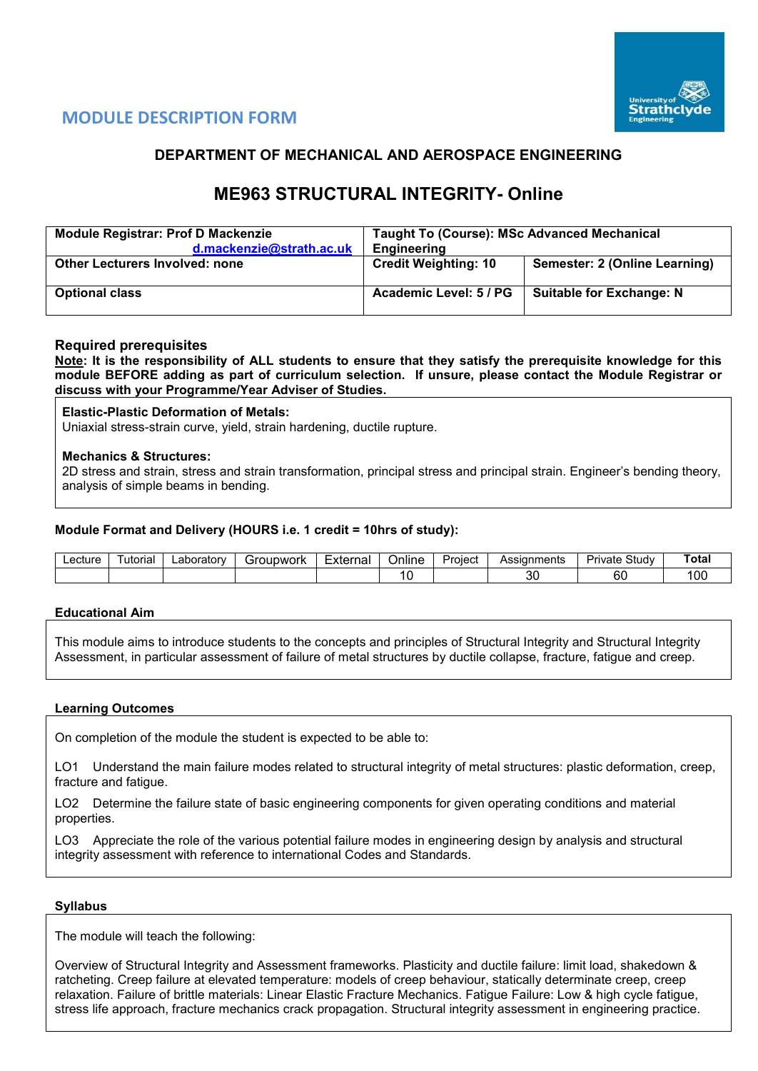## MODULE DESCRIPTION FORM

### DEPARTMENT OF MECHANICAL AND AEROSPACE ENGINEERING

# ME963 STRUCTURAL INTEGRITY- Online

| Module Registrar: Prof D Mackenzie d.mackenzie@strath.ac.uk | Taught To (Course): MSc Advanced Mechanical Engineering | |
|---|---|---|
| Other Lecturers Involved: none | Credit Weighting: 10 | Semester: 2 (Online Learning) |
| Optional class | Academic Level: 5 / PG | Suitable for Exchange: N |

### Required prerequisites

**Note: It is the responsibility of ALL students to ensure that they satisfy the prerequisite knowledge for this module BEFORE adding as part of curriculum selection. If unsure, please contact the Module Registrar or discuss with your Programme/Year Adviser of Studies.**

**Elastic-Plastic Deformation of Metals:**
Uniaxial stress-strain curve, yield, strain hardening, ductile rupture.

**Mechanics & Structures:**
2D stress and strain, stress and strain transformation, principal stress and principal strain. Engineer's bending theory, analysis of simple beams in bending.

### Module Format and Delivery (HOURS i.e. 1 credit = 10hrs of study):

| Lecture | Tutorial | Laboratory | Groupwork | External | Online | Project | Assignments | Private Study | Total |
|---|---|---|---|---|---|---|---|---|---|
| | | | | | 10 | | 30 | 60 | 100 |

### Educational Aim

This module aims to introduce students to the concepts and principles of Structural Integrity and Structural Integrity Assessment, in particular assessment of failure of metal structures by ductile collapse, fracture, fatigue and creep.

### Learning Outcomes

On completion of the module the student is expected to be able to:

LO1 Understand the main failure modes related to structural integrity of metal structures: plastic deformation, creep, fracture and fatigue.

LO2 Determine the failure state of basic engineering components for given operating conditions and material properties.

LO3 Appreciate the role of the various potential failure modes in engineering design by analysis and structural integrity assessment with reference to international Codes and Standards.

### Syllabus

The module will teach the following:

Overview of Structural Integrity and Assessment frameworks. Plasticity and ductile failure: limit load, shakedown & ratcheting. Creep failure at elevated temperature: models of creep behaviour, statically determinate creep, creep relaxation. Failure of brittle materials: Linear Elastic Fracture Mechanics. Fatigue Failure: Low & high cycle fatigue, stress life approach, fracture mechanics crack propagation. Structural integrity assessment in engineering practice.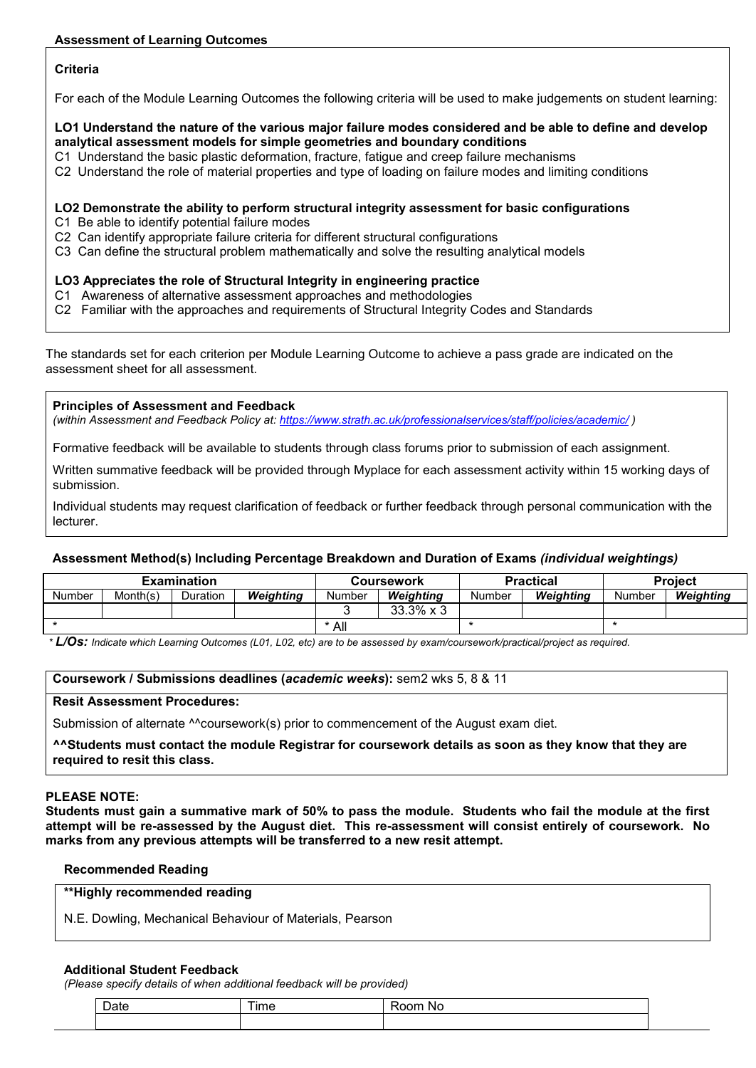**Assessment of Learning Outcomes**

**Criteria**

For each of the Module Learning Outcomes the following criteria will be used to make judgements on student learning:

**LO1 Understand the nature of the various major failure modes considered and be able to define and develop analytical assessment models for simple geometries and boundary conditions**

C1 Understand the basic plastic deformation, fracture, fatigue and creep failure mechanisms
C2 Understand the role of material properties and type of loading on failure modes and limiting conditions

**LO2 Demonstrate the ability to perform structural integrity assessment for basic configurations**

C1 Be able to identify potential failure modes
C2 Can identify appropriate failure criteria for different structural configurations
C3 Can define the structural problem mathematically and solve the resulting analytical models

**LO3 Appreciates the role of Structural Integrity in engineering practice**

C1 Awareness of alternative assessment approaches and methodologies
C2 Familiar with the approaches and requirements of Structural Integrity Codes and Standards

The standards set for each criterion per Module Learning Outcome to achieve a pass grade are indicated on the assessment sheet for all assessment.

**Principles of Assessment and Feedback**
*(within Assessment and Feedback Policy at: https://www.strath.ac.uk/professionalservices/staff/policies/academic/ )*

Formative feedback will be available to students through class forums prior to submission of each assignment.

Written summative feedback will be provided through Myplace for each assessment activity within 15 working days of submission.

Individual students may request clarification of feedback or further feedback through personal communication with the lecturer.

**Assessment Method(s) Including Percentage Breakdown and Duration of Exams *(individual weightings)***

| Examination | | | | Coursework | | Practical | | Project | |
|---|---|---|---|---|---|---|---|---|---|
| Number | Month(s) | Duration | ***Weighting*** | Number | ***Weighting*** | Number | ***Weighting*** | Number | ***Weighting*** |
| | | | | 3 | 33.3% x 3 | | | | |
| * | | | | * All | | * | | * | |

* ***L/Os:*** *Indicate which Learning Outcomes (L01, L02, etc) are to be assessed by exam/coursework/practical/project as required.*

**Coursework / Submissions deadlines (*academic weeks*):** sem2 wks 5, 8 & 11

**Resit Assessment Procedures:**

Submission of alternate ^^coursework(s) prior to commencement of the August exam diet.

**^^Students must contact the module Registrar for coursework details as soon as they know that they are required to resit this class.**

**PLEASE NOTE:**
**Students must gain a summative mark of 50% to pass the module. Students who fail the module at the first attempt will be re-assessed by the August diet. This re-assessment will consist entirely of coursework. No marks from any previous attempts will be transferred to a new resit attempt.**

**Recommended Reading**

**\*\*Highly recommended reading**

N.E. Dowling, Mechanical Behaviour of Materials, Pearson

**Additional Student Feedback**
*(Please specify details of when additional feedback will be provided)*

| Date | Time | Room No |
|---|---|---|
| | | |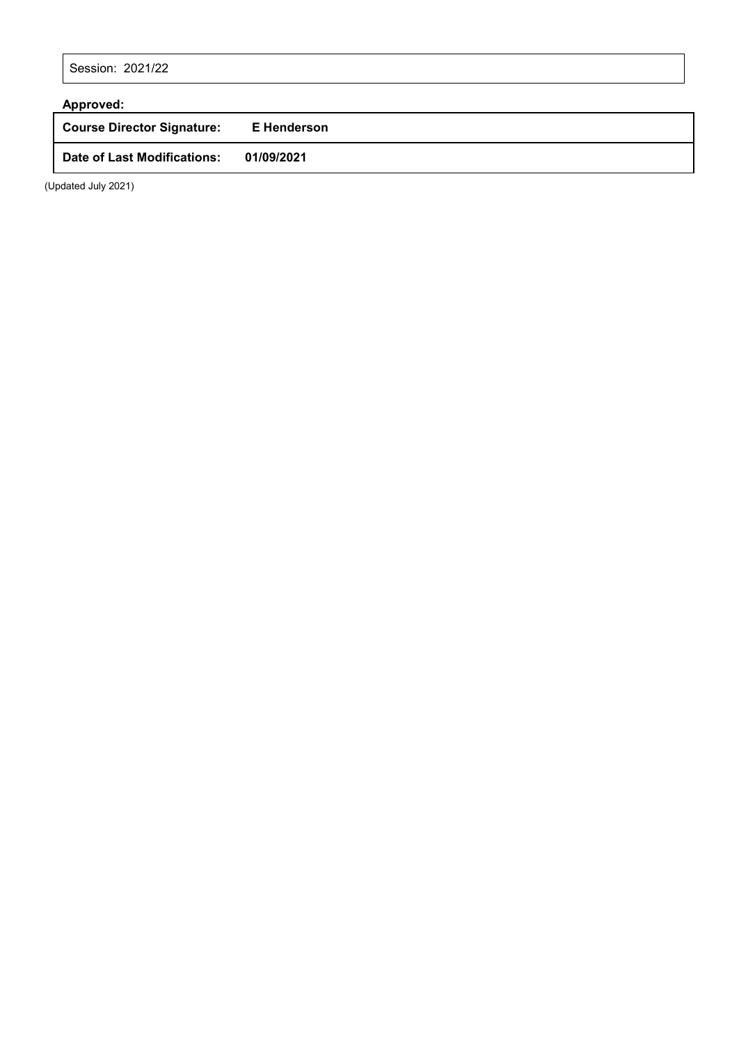| Session: 2021/22 |
|---|

**Approved:**

| **Course Director Signature:** | **E Henderson** |
|---|---|
| **Date of Last Modifications:** | **01/09/2021** |

(Updated July 2021)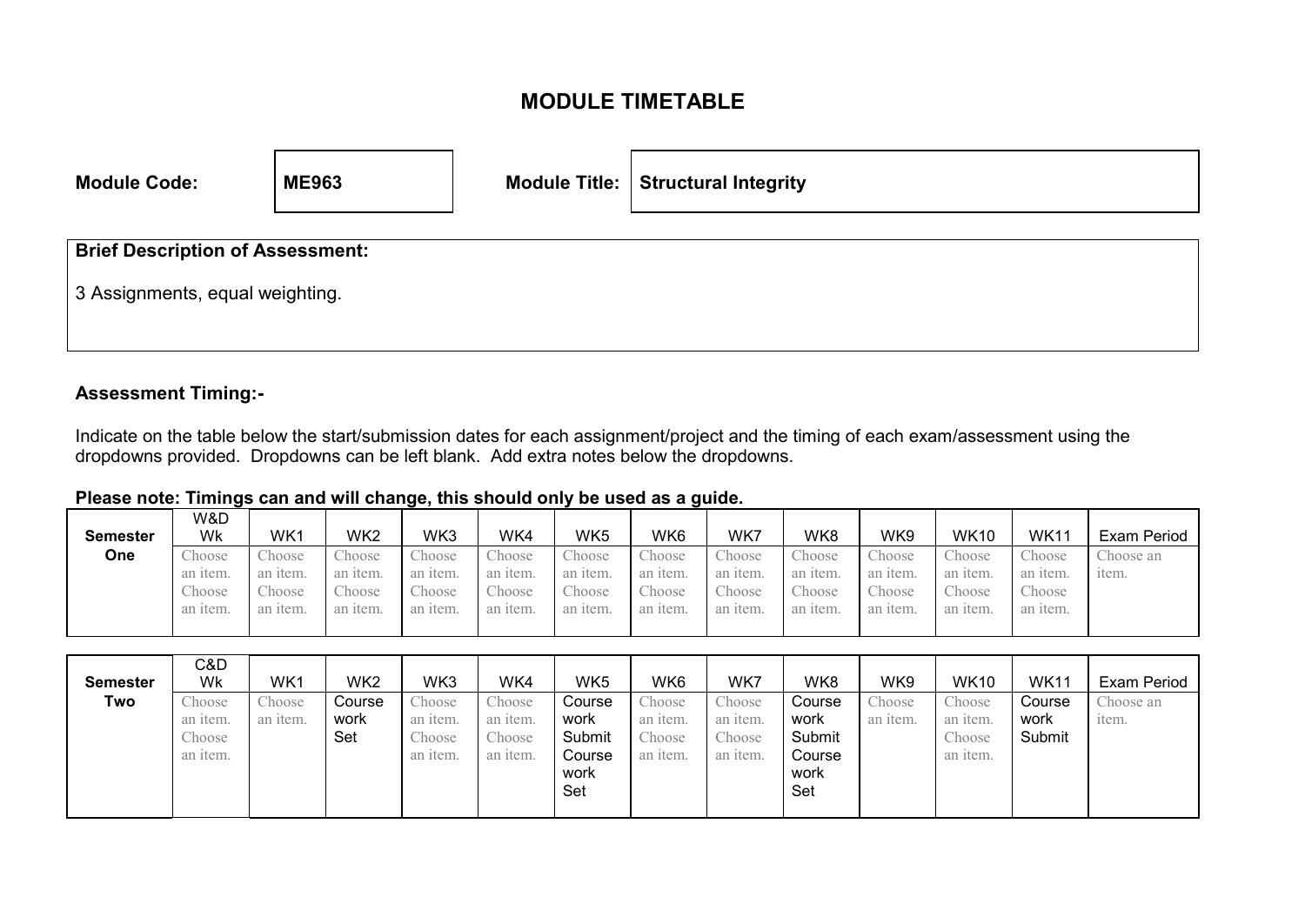# MODULE TIMETABLE

**Module Code:** **ME963**

**Module Title:** **Structural Integrity**

**Brief Description of Assessment:**

3 Assignments, equal weighting.

**Assessment Timing:-**

Indicate on the table below the start/submission dates for each assignment/project and the timing of each exam/assessment using the dropdowns provided. Dropdowns can be left blank. Add extra notes below the dropdowns.

**Please note: Timings can and will change, this should only be used as a guide.**

| **Semester One** | W&D Wk | WK1 | WK2 | WK3 | WK4 | WK5 | WK6 | WK7 | WK8 | WK9 | WK10 | WK11 | Exam Period |
|---|---|---|---|---|---|---|---|---|---|---|---|---|---|
| | Choose an item. Choose an item. | Choose an item. Choose an item. | Choose an item. Choose an item. | Choose an item. Choose an item. | Choose an item. Choose an item. | Choose an item. Choose an item. | Choose an item. Choose an item. | Choose an item. Choose an item. | Choose an item. Choose an item. | Choose an item. Choose an item. | Choose an item. Choose an item. | Choose an item. Choose an item. | Choose an item. |

| **Semester Two** | C&D Wk | WK1 | WK2 | WK3 | WK4 | WK5 | WK6 | WK7 | WK8 | WK9 | WK10 | WK11 | Exam Period |
|---|---|---|---|---|---|---|---|---|---|---|---|---|---|
| | Choose an item. Choose an item. | Choose an item. | Course work Set | Choose an item. Choose an item. | Choose an item. Choose an item. | Course work Submit Course work Set | Choose an item. Choose an item. | Choose an item. Choose an item. | Course work Submit Course work Set | Choose an item. | Choose an item. Choose an item. | Course work Submit | Choose an item. |